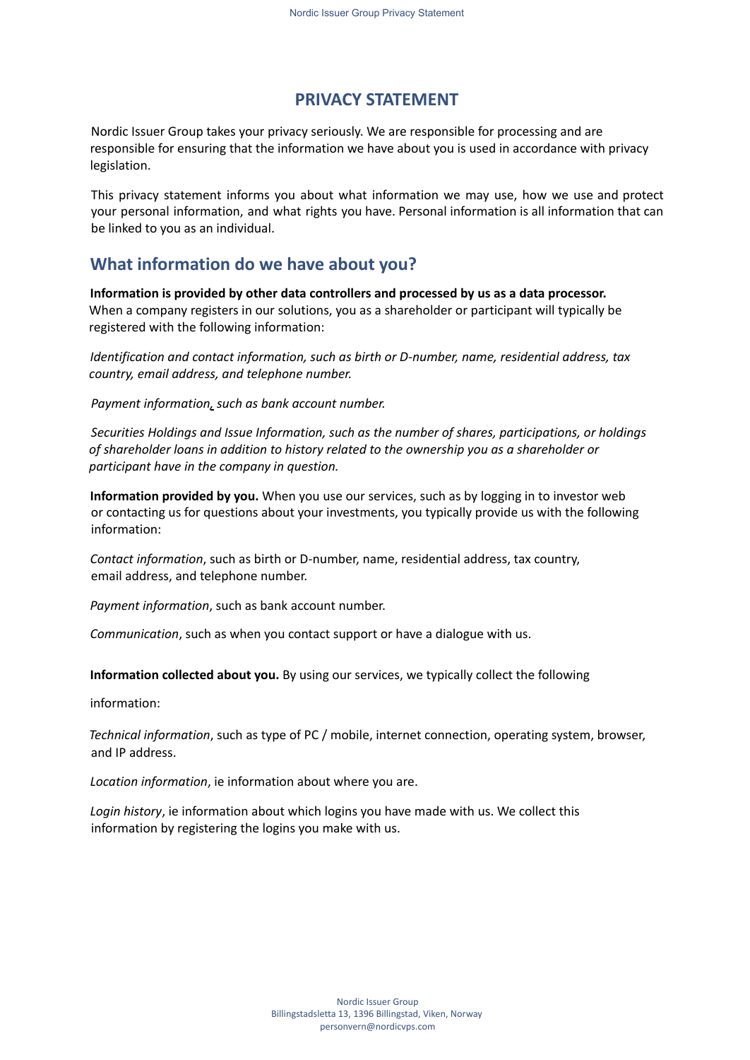# PRIVACY STATEMENT

Nordic Issuer Group takes your privacy seriously. We are responsible for processing and are responsible for ensuring that the information we have about you is used in accordance with privacy legislation.

This privacy statement informs you about what information we may use, how we use and protect your personal information, and what rights you have. Personal information is all information that can be linked to you as an individual.

## What information do we have about you?

**Information is provided by other data controllers and processed by us as a data processor.** When a company registers in our solutions, you as a shareholder or participant will typically be registered with the following information:

*Identification and contact information, such as birth or D-number, name, residential address, tax country, email address, and telephone number.*

*Payment information, such as bank account number.*

*Securities Holdings and Issue Information, such as the number of shares, participations, or holdings of shareholder loans in addition to history related to the ownership you as a shareholder or participant have in the company in question.*

**Information provided by you.** When you use our services, such as by logging in to investor web or contacting us for questions about your investments, you typically provide us with the following information:

*Contact information*, such as birth or D-number, name, residential address, tax country, email address, and telephone number.

*Payment information*, such as bank account number.

*Communication*, such as when you contact support or have a dialogue with us.

**Information collected about you.** By using our services, we typically collect the following

information:

*Technical information*, such as type of PC / mobile, internet connection, operating system, browser, and IP address.

*Location information*, ie information about where you are.

*Login history*, ie information about which logins you have made with us. We collect this information by registering the logins you make with us.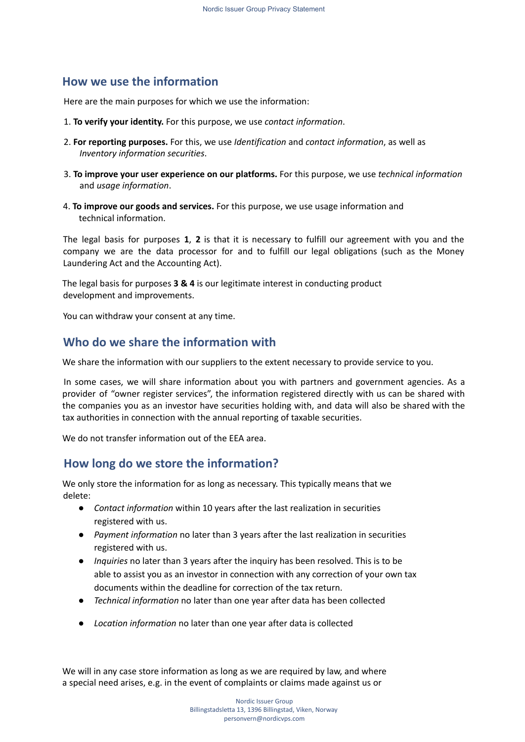## How we use the information

Here are the main purposes for which we use the information:

1. **To verify your identity.** For this purpose, we use *contact information*.

2. **For reporting purposes.** For this, we use *Identification* and *contact information*, as well as *Inventory information securities*.

3. **To improve your user experience on our platforms.** For this purpose, we use *technical information* and *usage information*.

4. **To improve our goods and services.** For this purpose, we use usage information and technical information.

The legal basis for purposes **1**, **2** is that it is necessary to fulfill our agreement with you and the company we are the data processor for and to fulfill our legal obligations (such as the Money Laundering Act and the Accounting Act).

The legal basis for purposes **3 & 4** is our legitimate interest in conducting product development and improvements.

You can withdraw your consent at any time.

## Who do we share the information with

We share the information with our suppliers to the extent necessary to provide service to you.

In some cases, we will share information about you with partners and government agencies. As a provider of "owner register services", the information registered directly with us can be shared with the companies you as an investor have securities holding with, and data will also be shared with the tax authorities in connection with the annual reporting of taxable securities.

We do not transfer information out of the EEA area.

## How long do we store the information?

We only store the information for as long as necessary. This typically means that we delete:

- *Contact information* within 10 years after the last realization in securities registered with us.
- *Payment information* no later than 3 years after the last realization in securities registered with us.
- *Inquiries* no later than 3 years after the inquiry has been resolved. This is to be able to assist you as an investor in connection with any correction of your own tax documents within the deadline for correction of the tax return.
- *Technical information* no later than one year after data has been collected
- *Location information* no later than one year after data is collected

We will in any case store information as long as we are required by law, and where a special need arises, e.g. in the event of complaints or claims made against us or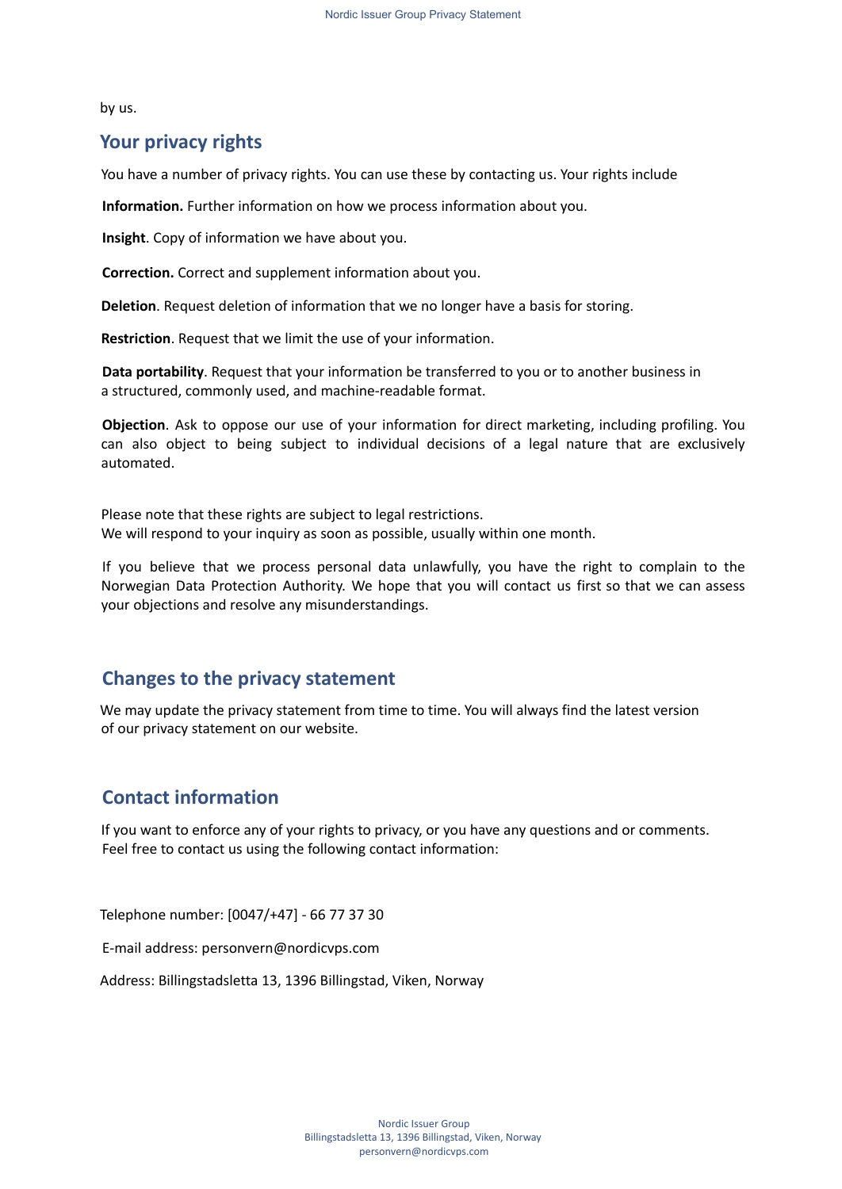by us.

## Your privacy rights

You have a number of privacy rights. You can use these by contacting us. Your rights include

**Information.** Further information on how we process information about you.

**Insight**. Copy of information we have about you.

**Correction.** Correct and supplement information about you.

**Deletion**. Request deletion of information that we no longer have a basis for storing.

**Restriction**. Request that we limit the use of your information.

**Data portability**. Request that your information be transferred to you or to another business in a structured, commonly used, and machine-readable format.

**Objection**. Ask to oppose our use of your information for direct marketing, including profiling. You can also object to being subject to individual decisions of a legal nature that are exclusively automated.

Please note that these rights are subject to legal restrictions.
We will respond to your inquiry as soon as possible, usually within one month.

If you believe that we process personal data unlawfully, you have the right to complain to the Norwegian Data Protection Authority. We hope that you will contact us first so that we can assess your objections and resolve any misunderstandings.

## Changes to the privacy statement

We may update the privacy statement from time to time. You will always find the latest version of our privacy statement on our website.

## Contact information

If you want to enforce any of your rights to privacy, or you have any questions and or comments. Feel free to contact us using the following contact information:

Telephone number: [0047/+47] - 66 77 37 30

E-mail address: personvern@nordicvps.com

Address: Billingstadsletta 13, 1396 Billingstad, Viken, Norway